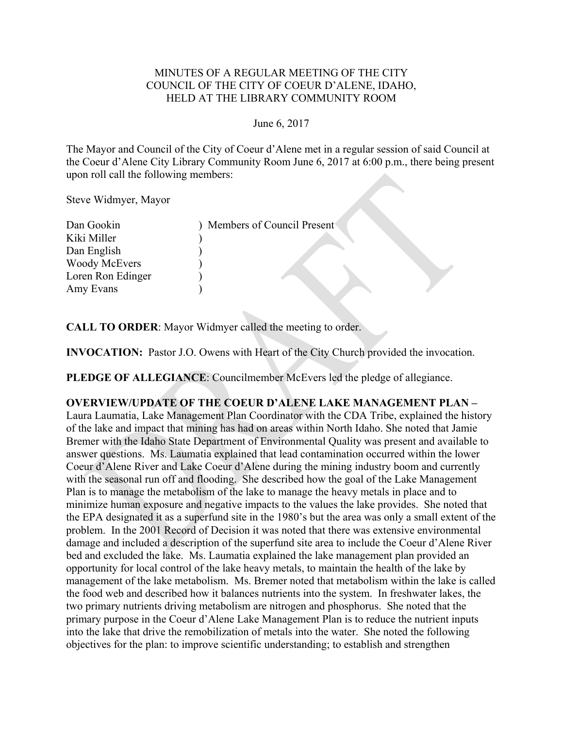MINUTES OF A REGULAR MEETING OF THE CITY COUNCIL OF THE CITY OF COEUR D'ALENE, IDAHO, HELD AT THE LIBRARY COMMUNITY ROOM

June 6, 2017

The Mayor and Council of the City of Coeur d'Alene met in a regular session of said Council at the Coeur d'Alene City Library Community Room June 6, 2017 at 6:00 p.m., there being present upon roll call the following members:

Steve Widmyer, Mayor

Dan Gookin ) Members of Council Present
Kiki Miller )
Dan English )
Woody McEvers )
Loren Ron Edinger )
Amy Evans )

**CALL TO ORDER**: Mayor Widmyer called the meeting to order.

**INVOCATION:** Pastor J.O. Owens with Heart of the City Church provided the invocation.

**PLEDGE OF ALLEGIANCE**: Councilmember McEvers led the pledge of allegiance.

**OVERVIEW/UPDATE OF THE COEUR D'ALENE LAKE MANAGEMENT PLAN –** Laura Laumatia, Lake Management Plan Coordinator with the CDA Tribe, explained the history of the lake and impact that mining has had on areas within North Idaho. She noted that Jamie Bremer with the Idaho State Department of Environmental Quality was present and available to answer questions. Ms. Laumatia explained that lead contamination occurred within the lower Coeur d'Alene River and Lake Coeur d'Alene during the mining industry boom and currently with the seasonal run off and flooding. She described how the goal of the Lake Management Plan is to manage the metabolism of the lake to manage the heavy metals in place and to minimize human exposure and negative impacts to the values the lake provides. She noted that the EPA designated it as a superfund site in the 1980's but the area was only a small extent of the problem. In the 2001 Record of Decision it was noted that there was extensive environmental damage and included a description of the superfund site area to include the Coeur d'Alene River bed and excluded the lake. Ms. Laumatia explained the lake management plan provided an opportunity for local control of the lake heavy metals, to maintain the health of the lake by management of the lake metabolism. Ms. Bremer noted that metabolism within the lake is called the food web and described how it balances nutrients into the system. In freshwater lakes, the two primary nutrients driving metabolism are nitrogen and phosphorus. She noted that the primary purpose in the Coeur d'Alene Lake Management Plan is to reduce the nutrient inputs into the lake that drive the remobilization of metals into the water. She noted the following objectives for the plan: to improve scientific understanding; to establish and strengthen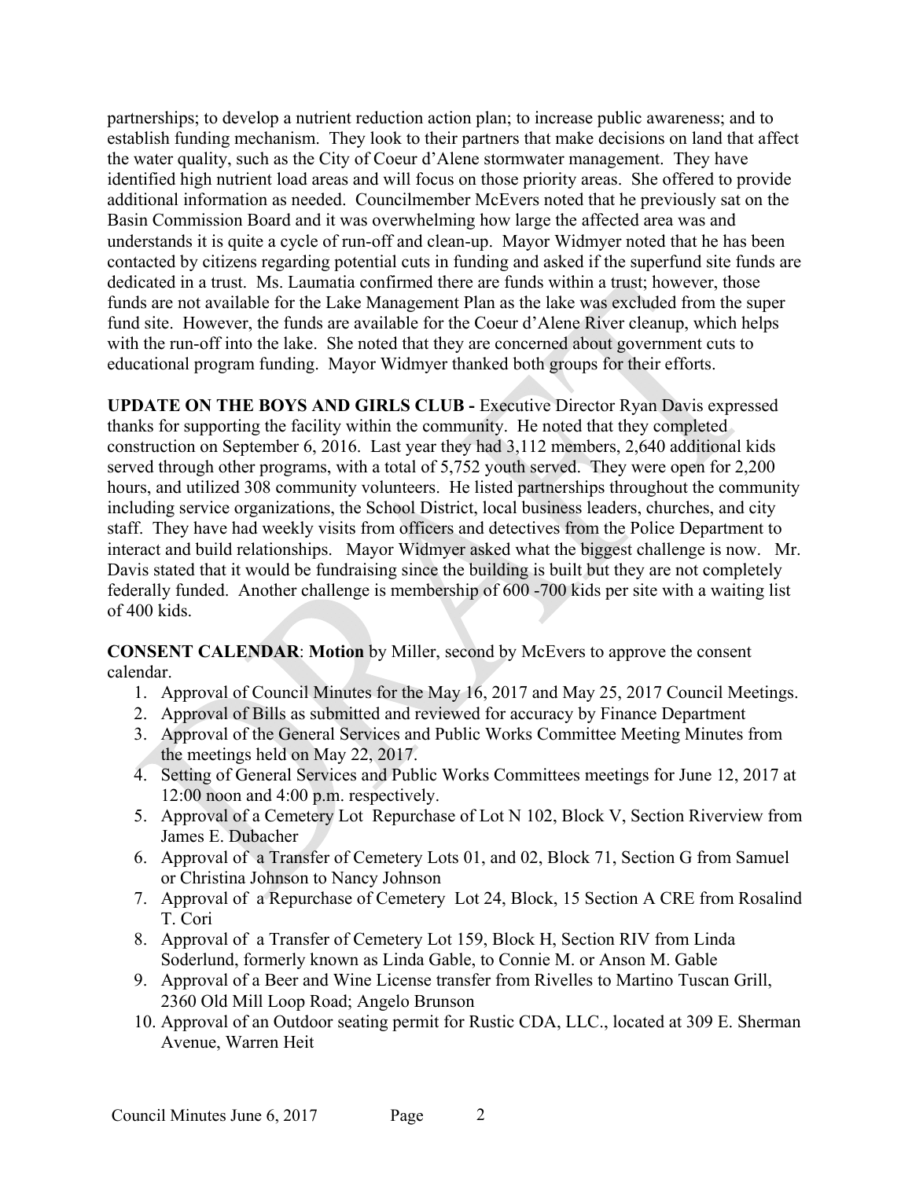partnerships; to develop a nutrient reduction action plan; to increase public awareness; and to establish funding mechanism. They look to their partners that make decisions on land that affect the water quality, such as the City of Coeur d'Alene stormwater management. They have identified high nutrient load areas and will focus on those priority areas. She offered to provide additional information as needed. Councilmember McEvers noted that he previously sat on the Basin Commission Board and it was overwhelming how large the affected area was and understands it is quite a cycle of run-off and clean-up. Mayor Widmyer noted that he has been contacted by citizens regarding potential cuts in funding and asked if the superfund site funds are dedicated in a trust. Ms. Laumatia confirmed there are funds within a trust; however, those funds are not available for the Lake Management Plan as the lake was excluded from the super fund site. However, the funds are available for the Coeur d'Alene River cleanup, which helps with the run-off into the lake. She noted that they are concerned about government cuts to educational program funding. Mayor Widmyer thanked both groups for their efforts.

**UPDATE ON THE BOYS AND GIRLS CLUB -** Executive Director Ryan Davis expressed thanks for supporting the facility within the community. He noted that they completed construction on September 6, 2016. Last year they had 3,112 members, 2,640 additional kids served through other programs, with a total of 5,752 youth served. They were open for 2,200 hours, and utilized 308 community volunteers. He listed partnerships throughout the community including service organizations, the School District, local business leaders, churches, and city staff. They have had weekly visits from officers and detectives from the Police Department to interact and build relationships. Mayor Widmyer asked what the biggest challenge is now. Mr. Davis stated that it would be fundraising since the building is built but they are not completely federally funded. Another challenge is membership of 600 -700 kids per site with a waiting list of 400 kids.

**CONSENT CALENDAR**: **Motion** by Miller, second by McEvers to approve the consent calendar.

1. Approval of Council Minutes for the May 16, 2017 and May 25, 2017 Council Meetings.
2. Approval of Bills as submitted and reviewed for accuracy by Finance Department
3. Approval of the General Services and Public Works Committee Meeting Minutes from the meetings held on May 22, 2017.
4. Setting of General Services and Public Works Committees meetings for June 12, 2017 at 12:00 noon and 4:00 p.m. respectively.
5. Approval of a Cemetery Lot Repurchase of Lot N 102, Block V, Section Riverview from James E. Dubacher
6. Approval of a Transfer of Cemetery Lots 01, and 02, Block 71, Section G from Samuel or Christina Johnson to Nancy Johnson
7. Approval of a Repurchase of Cemetery Lot 24, Block, 15 Section A CRE from Rosalind T. Cori
8. Approval of a Transfer of Cemetery Lot 159, Block H, Section RIV from Linda Soderlund, formerly known as Linda Gable, to Connie M. or Anson M. Gable
9. Approval of a Beer and Wine License transfer from Rivelles to Martino Tuscan Grill, 2360 Old Mill Loop Road; Angelo Brunson
10. Approval of an Outdoor seating permit for Rustic CDA, LLC., located at 309 E. Sherman Avenue, Warren Heit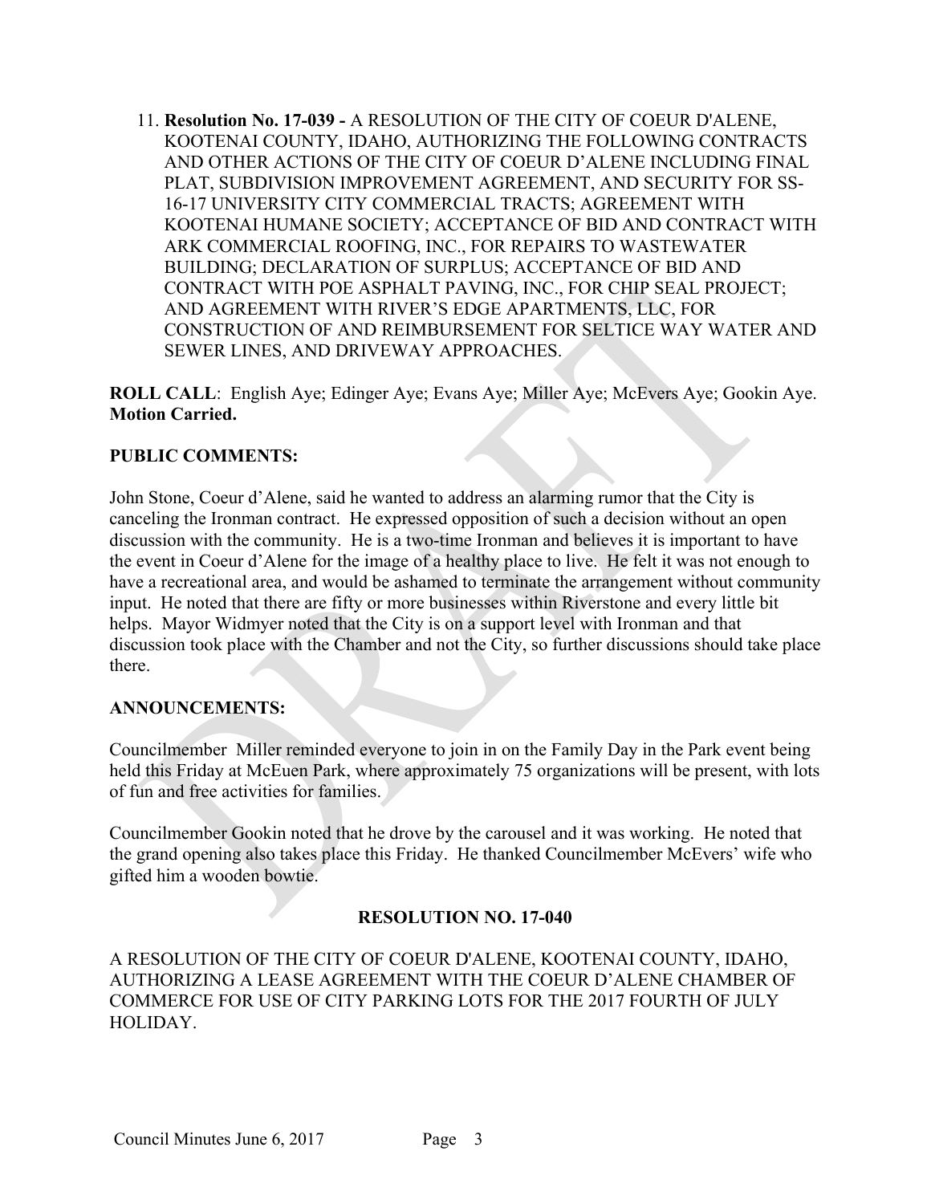11. **Resolution No. 17-039 -** A RESOLUTION OF THE CITY OF COEUR D'ALENE, KOOTENAI COUNTY, IDAHO, AUTHORIZING THE FOLLOWING CONTRACTS AND OTHER ACTIONS OF THE CITY OF COEUR D'ALENE INCLUDING FINAL PLAT, SUBDIVISION IMPROVEMENT AGREEMENT, AND SECURITY FOR SS-16-17 UNIVERSITY CITY COMMERCIAL TRACTS; AGREEMENT WITH KOOTENAI HUMANE SOCIETY; ACCEPTANCE OF BID AND CONTRACT WITH ARK COMMERCIAL ROOFING, INC., FOR REPAIRS TO WASTEWATER BUILDING; DECLARATION OF SURPLUS; ACCEPTANCE OF BID AND CONTRACT WITH POE ASPHALT PAVING, INC., FOR CHIP SEAL PROJECT; AND AGREEMENT WITH RIVER'S EDGE APARTMENTS, LLC, FOR CONSTRUCTION OF AND REIMBURSEMENT FOR SELTICE WAY WATER AND SEWER LINES, AND DRIVEWAY APPROACHES.

**ROLL CALL**: English Aye; Edinger Aye; Evans Aye; Miller Aye; McEvers Aye; Gookin Aye. **Motion Carried.**

**PUBLIC COMMENTS:**

John Stone, Coeur d'Alene, said he wanted to address an alarming rumor that the City is canceling the Ironman contract. He expressed opposition of such a decision without an open discussion with the community. He is a two-time Ironman and believes it is important to have the event in Coeur d'Alene for the image of a healthy place to live. He felt it was not enough to have a recreational area, and would be ashamed to terminate the arrangement without community input. He noted that there are fifty or more businesses within Riverstone and every little bit helps. Mayor Widmyer noted that the City is on a support level with Ironman and that discussion took place with the Chamber and not the City, so further discussions should take place there.

**ANNOUNCEMENTS:**

Councilmember Miller reminded everyone to join in on the Family Day in the Park event being held this Friday at McEuen Park, where approximately 75 organizations will be present, with lots of fun and free activities for families.

Councilmember Gookin noted that he drove by the carousel and it was working. He noted that the grand opening also takes place this Friday. He thanked Councilmember McEvers' wife who gifted him a wooden bowtie.

**RESOLUTION NO. 17-040**

A RESOLUTION OF THE CITY OF COEUR D'ALENE, KOOTENAI COUNTY, IDAHO, AUTHORIZING A LEASE AGREEMENT WITH THE COEUR D'ALENE CHAMBER OF COMMERCE FOR USE OF CITY PARKING LOTS FOR THE 2017 FOURTH OF JULY HOLIDAY.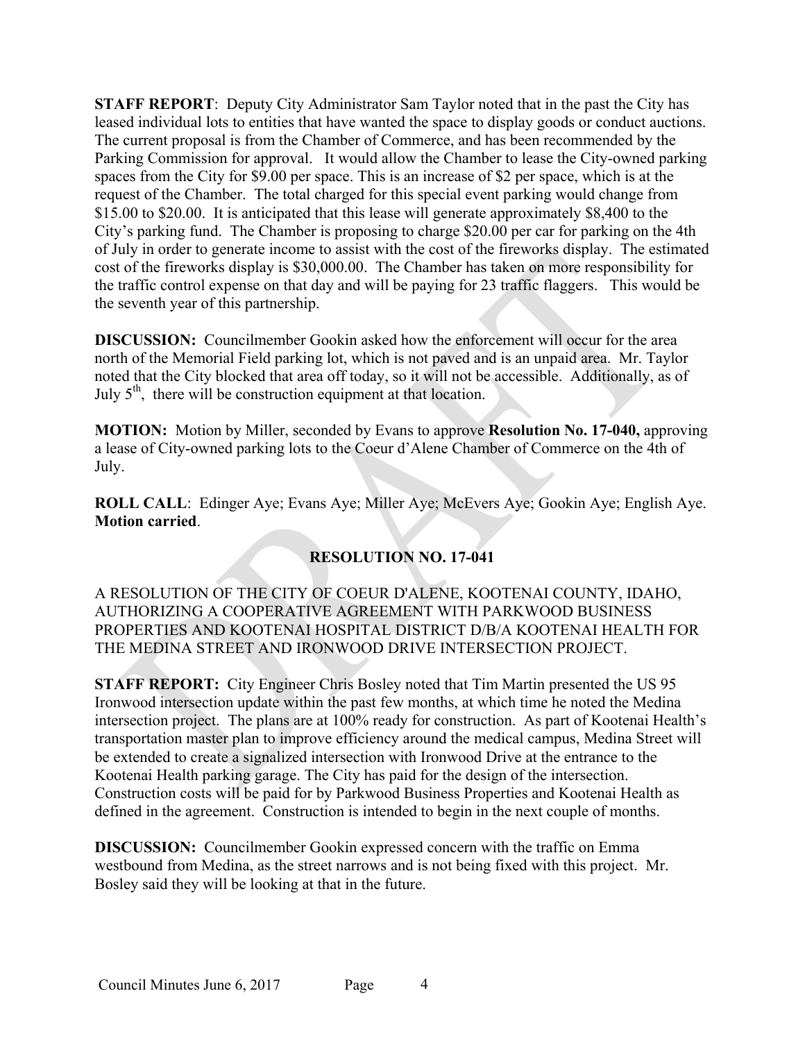**STAFF REPORT**: Deputy City Administrator Sam Taylor noted that in the past the City has leased individual lots to entities that have wanted the space to display goods or conduct auctions. The current proposal is from the Chamber of Commerce, and has been recommended by the Parking Commission for approval. It would allow the Chamber to lease the City-owned parking spaces from the City for $9.00 per space. This is an increase of $2 per space, which is at the request of the Chamber. The total charged for this special event parking would change from $15.00 to $20.00. It is anticipated that this lease will generate approximately $8,400 to the City's parking fund. The Chamber is proposing to charge $20.00 per car for parking on the 4th of July in order to generate income to assist with the cost of the fireworks display. The estimated cost of the fireworks display is $30,000.00. The Chamber has taken on more responsibility for the traffic control expense on that day and will be paying for 23 traffic flaggers. This would be the seventh year of this partnership.

**DISCUSSION:** Councilmember Gookin asked how the enforcement will occur for the area north of the Memorial Field parking lot, which is not paved and is an unpaid area. Mr. Taylor noted that the City blocked that area off today, so it will not be accessible. Additionally, as of July 5th, there will be construction equipment at that location.

**MOTION:** Motion by Miller, seconded by Evans to approve **Resolution No. 17-040,** approving a lease of City-owned parking lots to the Coeur d'Alene Chamber of Commerce on the 4th of July.

**ROLL CALL**: Edinger Aye; Evans Aye; Miller Aye; McEvers Aye; Gookin Aye; English Aye. **Motion carried**.

**RESOLUTION NO. 17-041**

A RESOLUTION OF THE CITY OF COEUR D'ALENE, KOOTENAI COUNTY, IDAHO, AUTHORIZING A COOPERATIVE AGREEMENT WITH PARKWOOD BUSINESS PROPERTIES AND KOOTENAI HOSPITAL DISTRICT D/B/A KOOTENAI HEALTH FOR THE MEDINA STREET AND IRONWOOD DRIVE INTERSECTION PROJECT.

**STAFF REPORT:** City Engineer Chris Bosley noted that Tim Martin presented the US 95 Ironwood intersection update within the past few months, at which time he noted the Medina intersection project. The plans are at 100% ready for construction. As part of Kootenai Health's transportation master plan to improve efficiency around the medical campus, Medina Street will be extended to create a signalized intersection with Ironwood Drive at the entrance to the Kootenai Health parking garage. The City has paid for the design of the intersection. Construction costs will be paid for by Parkwood Business Properties and Kootenai Health as defined in the agreement. Construction is intended to begin in the next couple of months.

**DISCUSSION:** Councilmember Gookin expressed concern with the traffic on Emma westbound from Medina, as the street narrows and is not being fixed with this project. Mr. Bosley said they will be looking at that in the future.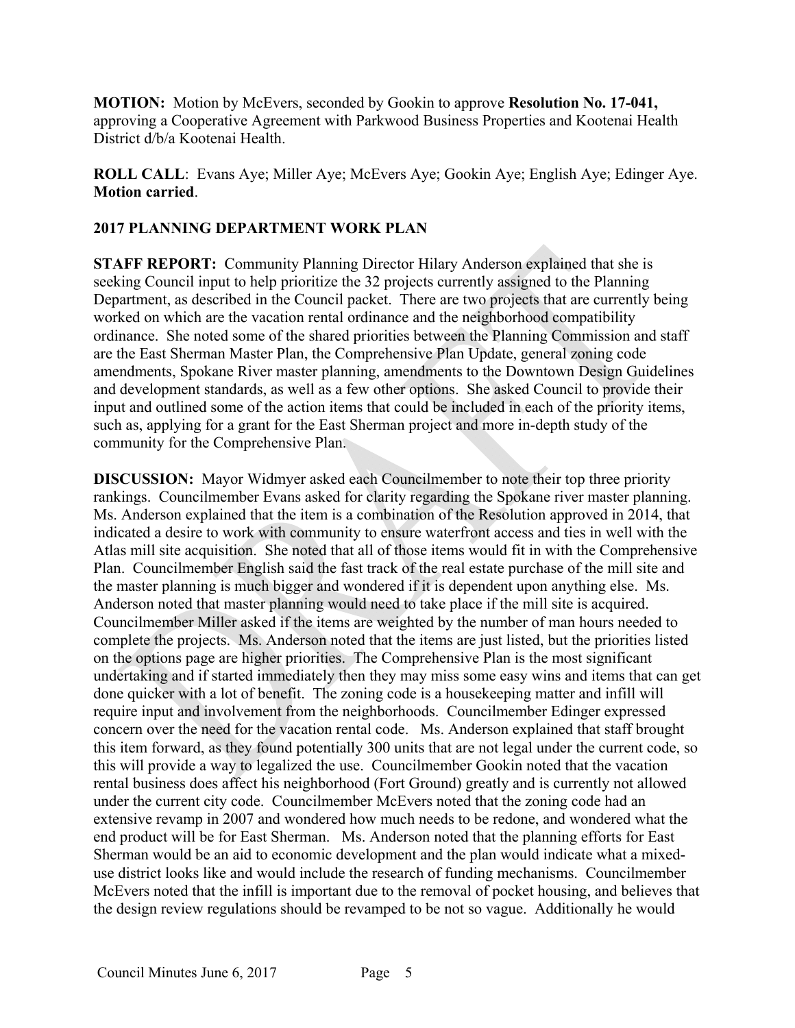**MOTION:** Motion by McEvers, seconded by Gookin to approve **Resolution No. 17-041,** approving a Cooperative Agreement with Parkwood Business Properties and Kootenai Health District d/b/a Kootenai Health.

**ROLL CALL**: Evans Aye; Miller Aye; McEvers Aye; Gookin Aye; English Aye; Edinger Aye. **Motion carried**.

**2017 PLANNING DEPARTMENT WORK PLAN**

**STAFF REPORT:** Community Planning Director Hilary Anderson explained that she is seeking Council input to help prioritize the 32 projects currently assigned to the Planning Department, as described in the Council packet. There are two projects that are currently being worked on which are the vacation rental ordinance and the neighborhood compatibility ordinance. She noted some of the shared priorities between the Planning Commission and staff are the East Sherman Master Plan, the Comprehensive Plan Update, general zoning code amendments, Spokane River master planning, amendments to the Downtown Design Guidelines and development standards, as well as a few other options. She asked Council to provide their input and outlined some of the action items that could be included in each of the priority items, such as, applying for a grant for the East Sherman project and more in-depth study of the community for the Comprehensive Plan.

**DISCUSSION:** Mayor Widmyer asked each Councilmember to note their top three priority rankings. Councilmember Evans asked for clarity regarding the Spokane river master planning. Ms. Anderson explained that the item is a combination of the Resolution approved in 2014, that indicated a desire to work with community to ensure waterfront access and ties in well with the Atlas mill site acquisition. She noted that all of those items would fit in with the Comprehensive Plan. Councilmember English said the fast track of the real estate purchase of the mill site and the master planning is much bigger and wondered if it is dependent upon anything else. Ms. Anderson noted that master planning would need to take place if the mill site is acquired. Councilmember Miller asked if the items are weighted by the number of man hours needed to complete the projects. Ms. Anderson noted that the items are just listed, but the priorities listed on the options page are higher priorities. The Comprehensive Plan is the most significant undertaking and if started immediately then they may miss some easy wins and items that can get done quicker with a lot of benefit. The zoning code is a housekeeping matter and infill will require input and involvement from the neighborhoods. Councilmember Edinger expressed concern over the need for the vacation rental code. Ms. Anderson explained that staff brought this item forward, as they found potentially 300 units that are not legal under the current code, so this will provide a way to legalized the use. Councilmember Gookin noted that the vacation rental business does affect his neighborhood (Fort Ground) greatly and is currently not allowed under the current city code. Councilmember McEvers noted that the zoning code had an extensive revamp in 2007 and wondered how much needs to be redone, and wondered what the end product will be for East Sherman. Ms. Anderson noted that the planning efforts for East Sherman would be an aid to economic development and the plan would indicate what a mixed-use district looks like and would include the research of funding mechanisms. Councilmember McEvers noted that the infill is important due to the removal of pocket housing, and believes that the design review regulations should be revamped to be not so vague. Additionally he would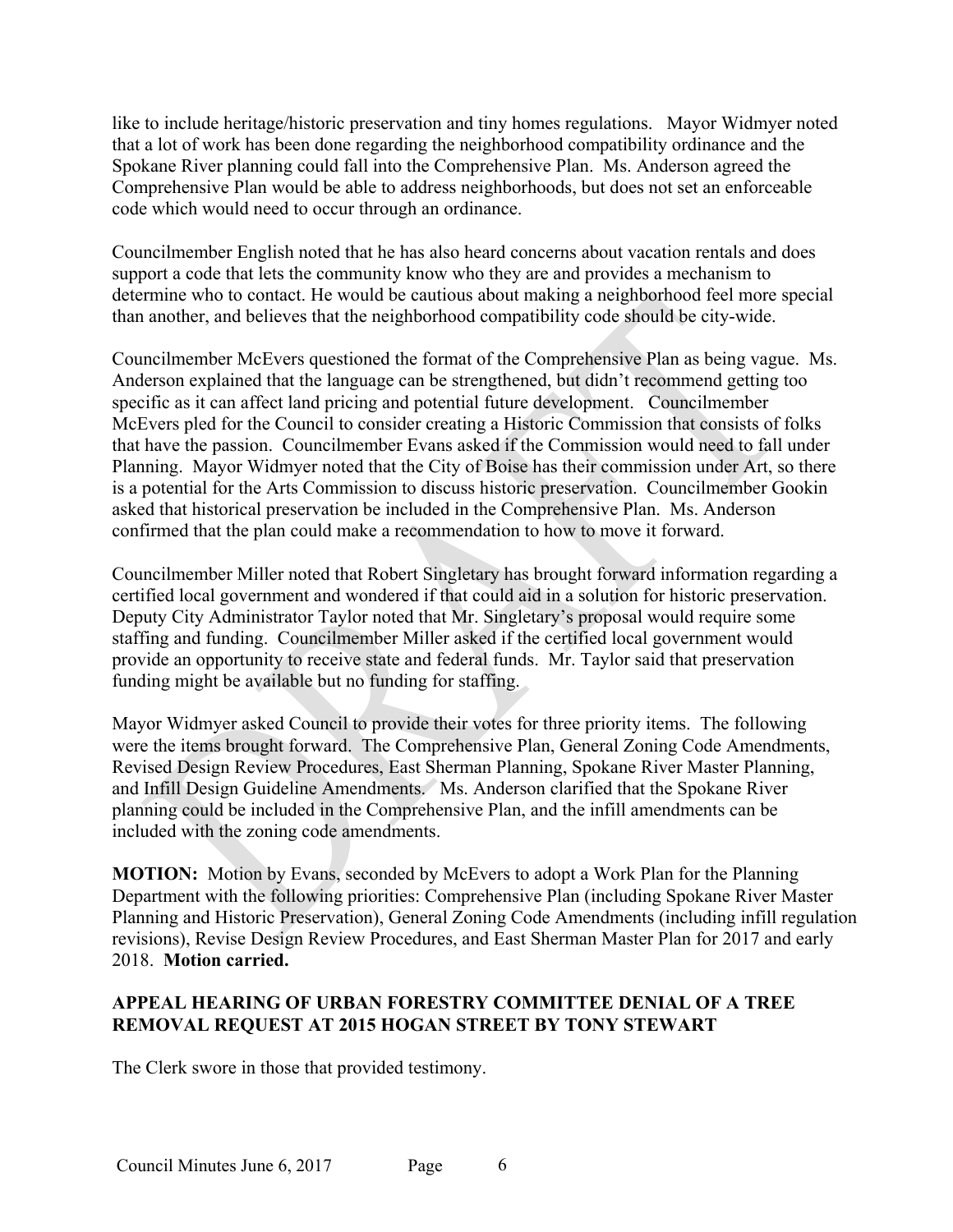like to include heritage/historic preservation and tiny homes regulations. Mayor Widmyer noted that a lot of work has been done regarding the neighborhood compatibility ordinance and the Spokane River planning could fall into the Comprehensive Plan. Ms. Anderson agreed the Comprehensive Plan would be able to address neighborhoods, but does not set an enforceable code which would need to occur through an ordinance.

Councilmember English noted that he has also heard concerns about vacation rentals and does support a code that lets the community know who they are and provides a mechanism to determine who to contact. He would be cautious about making a neighborhood feel more special than another, and believes that the neighborhood compatibility code should be city-wide.

Councilmember McEvers questioned the format of the Comprehensive Plan as being vague. Ms. Anderson explained that the language can be strengthened, but didn't recommend getting too specific as it can affect land pricing and potential future development. Councilmember McEvers pled for the Council to consider creating a Historic Commission that consists of folks that have the passion. Councilmember Evans asked if the Commission would need to fall under Planning. Mayor Widmyer noted that the City of Boise has their commission under Art, so there is a potential for the Arts Commission to discuss historic preservation. Councilmember Gookin asked that historical preservation be included in the Comprehensive Plan. Ms. Anderson confirmed that the plan could make a recommendation to how to move it forward.

Councilmember Miller noted that Robert Singletary has brought forward information regarding a certified local government and wondered if that could aid in a solution for historic preservation. Deputy City Administrator Taylor noted that Mr. Singletary's proposal would require some staffing and funding. Councilmember Miller asked if the certified local government would provide an opportunity to receive state and federal funds. Mr. Taylor said that preservation funding might be available but no funding for staffing.

Mayor Widmyer asked Council to provide their votes for three priority items. The following were the items brought forward. The Comprehensive Plan, General Zoning Code Amendments, Revised Design Review Procedures, East Sherman Planning, Spokane River Master Planning, and Infill Design Guideline Amendments. Ms. Anderson clarified that the Spokane River planning could be included in the Comprehensive Plan, and the infill amendments can be included with the zoning code amendments.

**MOTION:** Motion by Evans, seconded by McEvers to adopt a Work Plan for the Planning Department with the following priorities: Comprehensive Plan (including Spokane River Master Planning and Historic Preservation), General Zoning Code Amendments (including infill regulation revisions), Revise Design Review Procedures, and East Sherman Master Plan for 2017 and early 2018. **Motion carried.**

**APPEAL HEARING OF URBAN FORESTRY COMMITTEE DENIAL OF A TREE REMOVAL REQUEST AT 2015 HOGAN STREET BY TONY STEWART**

The Clerk swore in those that provided testimony.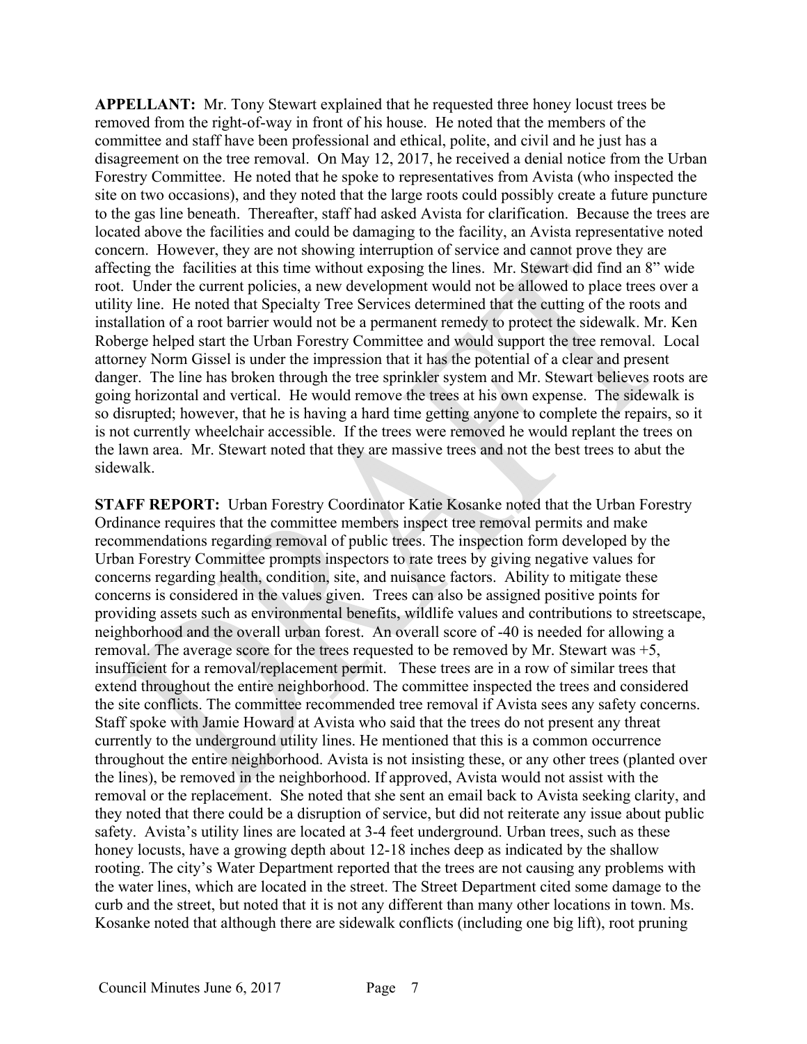**APPELLANT:** Mr. Tony Stewart explained that he requested three honey locust trees be removed from the right-of-way in front of his house. He noted that the members of the committee and staff have been professional and ethical, polite, and civil and he just has a disagreement on the tree removal. On May 12, 2017, he received a denial notice from the Urban Forestry Committee. He noted that he spoke to representatives from Avista (who inspected the site on two occasions), and they noted that the large roots could possibly create a future puncture to the gas line beneath. Thereafter, staff had asked Avista for clarification. Because the trees are located above the facilities and could be damaging to the facility, an Avista representative noted concern. However, they are not showing interruption of service and cannot prove they are affecting the facilities at this time without exposing the lines. Mr. Stewart did find an 8" wide root. Under the current policies, a new development would not be allowed to place trees over a utility line. He noted that Specialty Tree Services determined that the cutting of the roots and installation of a root barrier would not be a permanent remedy to protect the sidewalk. Mr. Ken Roberge helped start the Urban Forestry Committee and would support the tree removal. Local attorney Norm Gissel is under the impression that it has the potential of a clear and present danger. The line has broken through the tree sprinkler system and Mr. Stewart believes roots are going horizontal and vertical. He would remove the trees at his own expense. The sidewalk is so disrupted; however, that he is having a hard time getting anyone to complete the repairs, so it is not currently wheelchair accessible. If the trees were removed he would replant the trees on the lawn area. Mr. Stewart noted that they are massive trees and not the best trees to abut the sidewalk.

**STAFF REPORT:** Urban Forestry Coordinator Katie Kosanke noted that the Urban Forestry Ordinance requires that the committee members inspect tree removal permits and make recommendations regarding removal of public trees. The inspection form developed by the Urban Forestry Committee prompts inspectors to rate trees by giving negative values for concerns regarding health, condition, site, and nuisance factors. Ability to mitigate these concerns is considered in the values given. Trees can also be assigned positive points for providing assets such as environmental benefits, wildlife values and contributions to streetscape, neighborhood and the overall urban forest. An overall score of -40 is needed for allowing a removal. The average score for the trees requested to be removed by Mr. Stewart was +5, insufficient for a removal/replacement permit. These trees are in a row of similar trees that extend throughout the entire neighborhood. The committee inspected the trees and considered the site conflicts. The committee recommended tree removal if Avista sees any safety concerns. Staff spoke with Jamie Howard at Avista who said that the trees do not present any threat currently to the underground utility lines. He mentioned that this is a common occurrence throughout the entire neighborhood. Avista is not insisting these, or any other trees (planted over the lines), be removed in the neighborhood. If approved, Avista would not assist with the removal or the replacement. She noted that she sent an email back to Avista seeking clarity, and they noted that there could be a disruption of service, but did not reiterate any issue about public safety. Avista's utility lines are located at 3-4 feet underground. Urban trees, such as these honey locusts, have a growing depth about 12-18 inches deep as indicated by the shallow rooting. The city's Water Department reported that the trees are not causing any problems with the water lines, which are located in the street. The Street Department cited some damage to the curb and the street, but noted that it is not any different than many other locations in town. Ms. Kosanke noted that although there are sidewalk conflicts (including one big lift), root pruning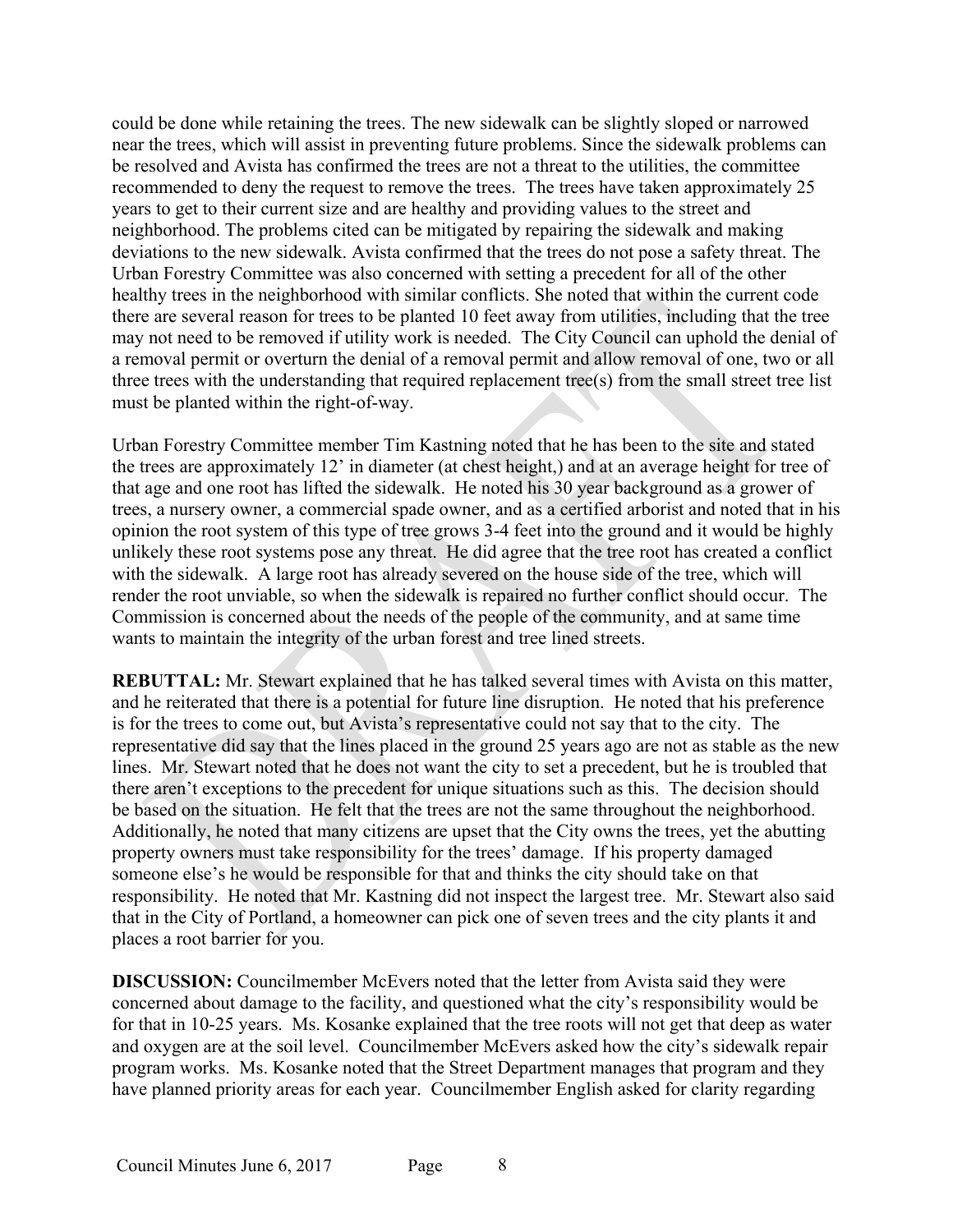could be done while retaining the trees. The new sidewalk can be slightly sloped or narrowed near the trees, which will assist in preventing future problems. Since the sidewalk problems can be resolved and Avista has confirmed the trees are not a threat to the utilities, the committee recommended to deny the request to remove the trees. The trees have taken approximately 25 years to get to their current size and are healthy and providing values to the street and neighborhood. The problems cited can be mitigated by repairing the sidewalk and making deviations to the new sidewalk. Avista confirmed that the trees do not pose a safety threat. The Urban Forestry Committee was also concerned with setting a precedent for all of the other healthy trees in the neighborhood with similar conflicts. She noted that within the current code there are several reason for trees to be planted 10 feet away from utilities, including that the tree may not need to be removed if utility work is needed. The City Council can uphold the denial of a removal permit or overturn the denial of a removal permit and allow removal of one, two or all three trees with the understanding that required replacement tree(s) from the small street tree list must be planted within the right-of-way.

Urban Forestry Committee member Tim Kastning noted that he has been to the site and stated the trees are approximately 12' in diameter (at chest height,) and at an average height for tree of that age and one root has lifted the sidewalk. He noted his 30 year background as a grower of trees, a nursery owner, a commercial spade owner, and as a certified arborist and noted that in his opinion the root system of this type of tree grows 3-4 feet into the ground and it would be highly unlikely these root systems pose any threat. He did agree that the tree root has created a conflict with the sidewalk. A large root has already severed on the house side of the tree, which will render the root unviable, so when the sidewalk is repaired no further conflict should occur. The Commission is concerned about the needs of the people of the community, and at same time wants to maintain the integrity of the urban forest and tree lined streets.

**REBUTTAL:** Mr. Stewart explained that he has talked several times with Avista on this matter, and he reiterated that there is a potential for future line disruption. He noted that his preference is for the trees to come out, but Avista's representative could not say that to the city. The representative did say that the lines placed in the ground 25 years ago are not as stable as the new lines. Mr. Stewart noted that he does not want the city to set a precedent, but he is troubled that there aren't exceptions to the precedent for unique situations such as this. The decision should be based on the situation. He felt that the trees are not the same throughout the neighborhood. Additionally, he noted that many citizens are upset that the City owns the trees, yet the abutting property owners must take responsibility for the trees' damage. If his property damaged someone else's he would be responsible for that and thinks the city should take on that responsibility. He noted that Mr. Kastning did not inspect the largest tree. Mr. Stewart also said that in the City of Portland, a homeowner can pick one of seven trees and the city plants it and places a root barrier for you.

**DISCUSSION:** Councilmember McEvers noted that the letter from Avista said they were concerned about damage to the facility, and questioned what the city's responsibility would be for that in 10-25 years. Ms. Kosanke explained that the tree roots will not get that deep as water and oxygen are at the soil level. Councilmember McEvers asked how the city's sidewalk repair program works. Ms. Kosanke noted that the Street Department manages that program and they have planned priority areas for each year. Councilmember English asked for clarity regarding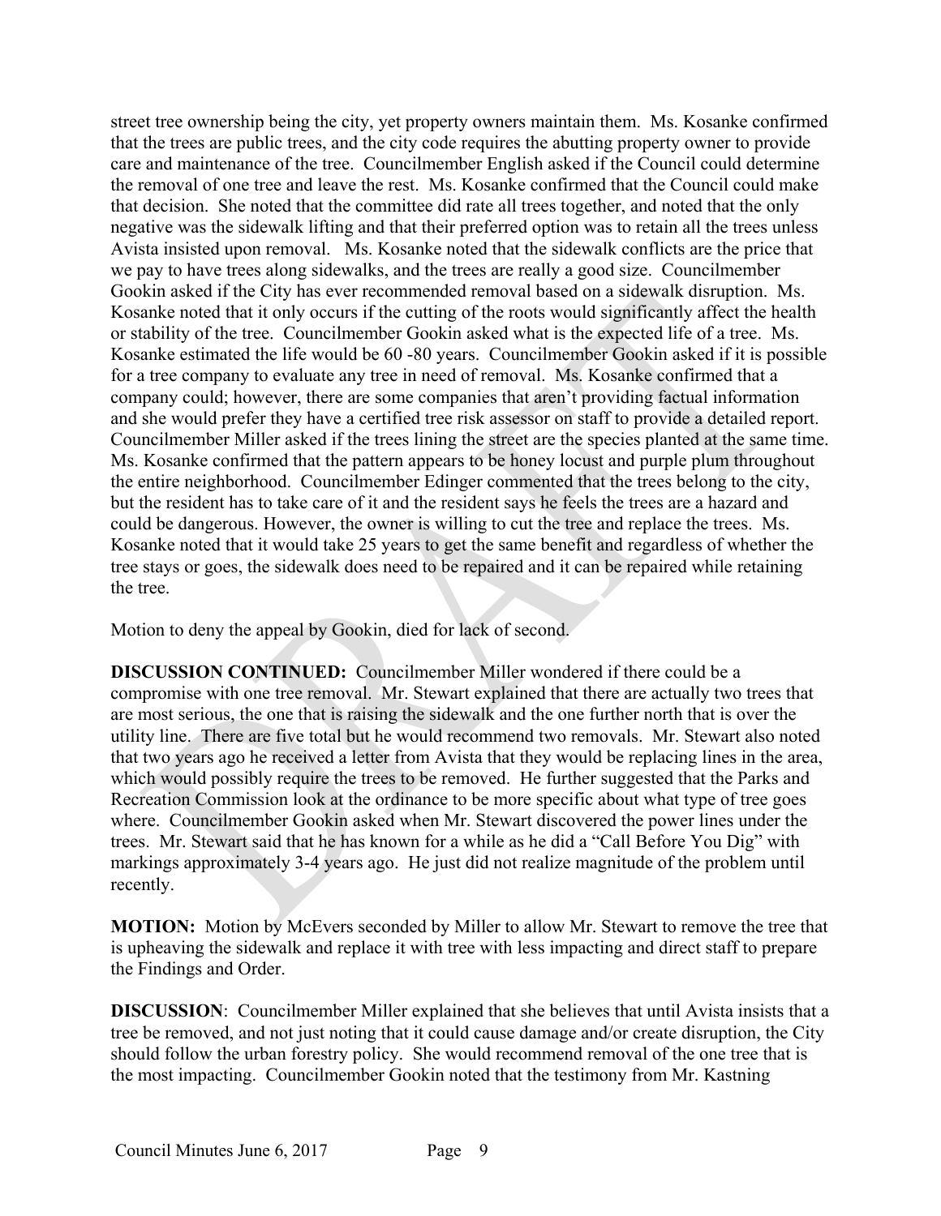street tree ownership being the city, yet property owners maintain them. Ms. Kosanke confirmed that the trees are public trees, and the city code requires the abutting property owner to provide care and maintenance of the tree. Councilmember English asked if the Council could determine the removal of one tree and leave the rest. Ms. Kosanke confirmed that the Council could make that decision. She noted that the committee did rate all trees together, and noted that the only negative was the sidewalk lifting and that their preferred option was to retain all the trees unless Avista insisted upon removal. Ms. Kosanke noted that the sidewalk conflicts are the price that we pay to have trees along sidewalks, and the trees are really a good size. Councilmember Gookin asked if the City has ever recommended removal based on a sidewalk disruption. Ms. Kosanke noted that it only occurs if the cutting of the roots would significantly affect the health or stability of the tree. Councilmember Gookin asked what is the expected life of a tree. Ms. Kosanke estimated the life would be 60 -80 years. Councilmember Gookin asked if it is possible for a tree company to evaluate any tree in need of removal. Ms. Kosanke confirmed that a company could; however, there are some companies that aren't providing factual information and she would prefer they have a certified tree risk assessor on staff to provide a detailed report. Councilmember Miller asked if the trees lining the street are the species planted at the same time. Ms. Kosanke confirmed that the pattern appears to be honey locust and purple plum throughout the entire neighborhood. Councilmember Edinger commented that the trees belong to the city, but the resident has to take care of it and the resident says he feels the trees are a hazard and could be dangerous. However, the owner is willing to cut the tree and replace the trees. Ms. Kosanke noted that it would take 25 years to get the same benefit and regardless of whether the tree stays or goes, the sidewalk does need to be repaired and it can be repaired while retaining the tree.

Motion to deny the appeal by Gookin, died for lack of second.

**DISCUSSION CONTINUED:** Councilmember Miller wondered if there could be a compromise with one tree removal. Mr. Stewart explained that there are actually two trees that are most serious, the one that is raising the sidewalk and the one further north that is over the utility line. There are five total but he would recommend two removals. Mr. Stewart also noted that two years ago he received a letter from Avista that they would be replacing lines in the area, which would possibly require the trees to be removed. He further suggested that the Parks and Recreation Commission look at the ordinance to be more specific about what type of tree goes where. Councilmember Gookin asked when Mr. Stewart discovered the power lines under the trees. Mr. Stewart said that he has known for a while as he did a "Call Before You Dig" with markings approximately 3-4 years ago. He just did not realize magnitude of the problem until recently.

**MOTION:** Motion by McEvers seconded by Miller to allow Mr. Stewart to remove the tree that is upheaving the sidewalk and replace it with tree with less impacting and direct staff to prepare the Findings and Order.

**DISCUSSION**: Councilmember Miller explained that she believes that until Avista insists that a tree be removed, and not just noting that it could cause damage and/or create disruption, the City should follow the urban forestry policy. She would recommend removal of the one tree that is the most impacting. Councilmember Gookin noted that the testimony from Mr. Kastning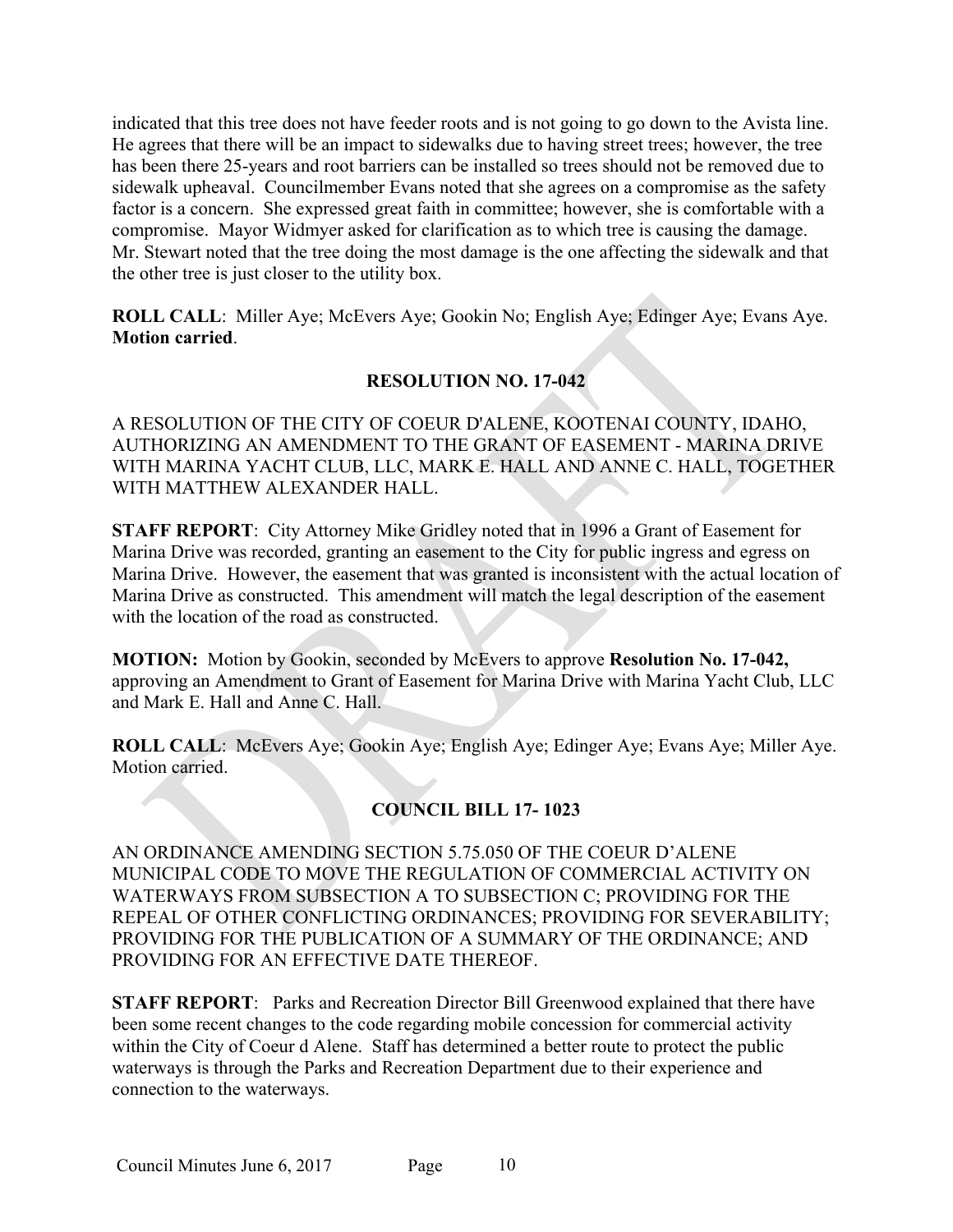indicated that this tree does not have feeder roots and is not going to go down to the Avista line. He agrees that there will be an impact to sidewalks due to having street trees; however, the tree has been there 25-years and root barriers can be installed so trees should not be removed due to sidewalk upheaval. Councilmember Evans noted that she agrees on a compromise as the safety factor is a concern. She expressed great faith in committee; however, she is comfortable with a compromise. Mayor Widmyer asked for clarification as to which tree is causing the damage. Mr. Stewart noted that the tree doing the most damage is the one affecting the sidewalk and that the other tree is just closer to the utility box.

**ROLL CALL**: Miller Aye; McEvers Aye; Gookin No; English Aye; Edinger Aye; Evans Aye. **Motion carried**.

**RESOLUTION NO. 17-042**

A RESOLUTION OF THE CITY OF COEUR D'ALENE, KOOTENAI COUNTY, IDAHO, AUTHORIZING AN AMENDMENT TO THE GRANT OF EASEMENT - MARINA DRIVE WITH MARINA YACHT CLUB, LLC, MARK E. HALL AND ANNE C. HALL, TOGETHER WITH MATTHEW ALEXANDER HALL.

**STAFF REPORT**: City Attorney Mike Gridley noted that in 1996 a Grant of Easement for Marina Drive was recorded, granting an easement to the City for public ingress and egress on Marina Drive. However, the easement that was granted is inconsistent with the actual location of Marina Drive as constructed. This amendment will match the legal description of the easement with the location of the road as constructed.

**MOTION:** Motion by Gookin, seconded by McEvers to approve **Resolution No. 17-042,** approving an Amendment to Grant of Easement for Marina Drive with Marina Yacht Club, LLC and Mark E. Hall and Anne C. Hall.

**ROLL CALL**: McEvers Aye; Gookin Aye; English Aye; Edinger Aye; Evans Aye; Miller Aye. Motion carried.

**COUNCIL BILL 17- 1023**

AN ORDINANCE AMENDING SECTION 5.75.050 OF THE COEUR D'ALENE MUNICIPAL CODE TO MOVE THE REGULATION OF COMMERCIAL ACTIVITY ON WATERWAYS FROM SUBSECTION A TO SUBSECTION C; PROVIDING FOR THE REPEAL OF OTHER CONFLICTING ORDINANCES; PROVIDING FOR SEVERABILITY; PROVIDING FOR THE PUBLICATION OF A SUMMARY OF THE ORDINANCE; AND PROVIDING FOR AN EFFECTIVE DATE THEREOF.

**STAFF REPORT**: Parks and Recreation Director Bill Greenwood explained that there have been some recent changes to the code regarding mobile concession for commercial activity within the City of Coeur d Alene. Staff has determined a better route to protect the public waterways is through the Parks and Recreation Department due to their experience and connection to the waterways.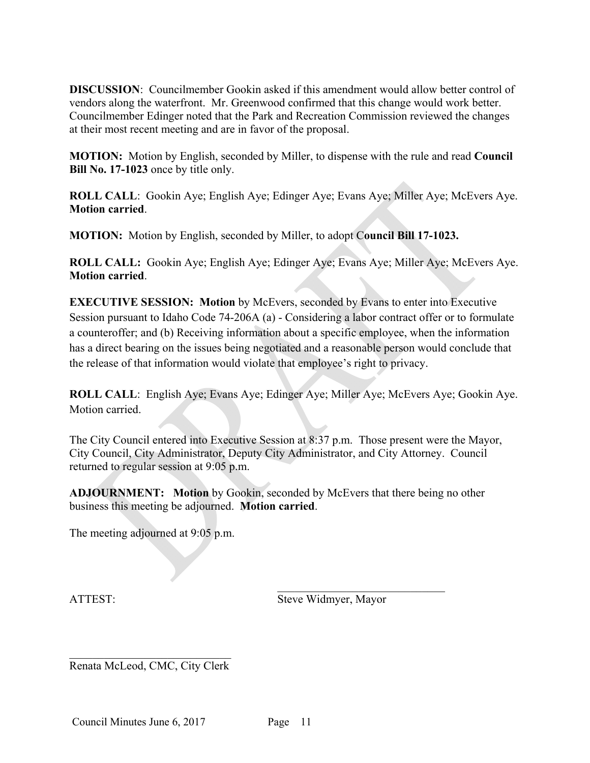**DISCUSSION**: Councilmember Gookin asked if this amendment would allow better control of vendors along the waterfront. Mr. Greenwood confirmed that this change would work better. Councilmember Edinger noted that the Park and Recreation Commission reviewed the changes at their most recent meeting and are in favor of the proposal.

**MOTION:** Motion by English, seconded by Miller, to dispense with the rule and read **Council Bill No. 17-1023** once by title only.

**ROLL CALL**: Gookin Aye; English Aye; Edinger Aye; Evans Aye; Miller Aye; McEvers Aye. **Motion carried**.

**MOTION:** Motion by English, seconded by Miller, to adopt C**ouncil Bill 17-1023.**

**ROLL CALL:** Gookin Aye; English Aye; Edinger Aye; Evans Aye; Miller Aye; McEvers Aye. **Motion carried**.

**EXECUTIVE SESSION: Motion** by McEvers, seconded by Evans to enter into Executive Session pursuant to Idaho Code 74-206A (a) - Considering a labor contract offer or to formulate a counteroffer; and (b) Receiving information about a specific employee, when the information has a direct bearing on the issues being negotiated and a reasonable person would conclude that the release of that information would violate that employee's right to privacy.

**ROLL CALL**: English Aye; Evans Aye; Edinger Aye; Miller Aye; McEvers Aye; Gookin Aye. Motion carried.

The City Council entered into Executive Session at 8:37 p.m. Those present were the Mayor, City Council, City Administrator, Deputy City Administrator, and City Attorney. Council returned to regular session at 9:05 p.m.

**ADJOURNMENT: Motion** by Gookin, seconded by McEvers that there being no other business this meeting be adjourned. **Motion carried**.

The meeting adjourned at 9:05 p.m.

ATTEST:

\_\_\_\_\_\_\_\_\_\_\_\_\_\_\_\_\_\_\_\_\_\_\_\_\_\_\_\_\_\_
Steve Widmyer, Mayor

\_\_\_\_\_\_\_\_\_\_\_\_\_\_\_\_\_\_\_\_\_\_\_\_\_\_\_\_\_\_
Renata McLeod, CMC, City Clerk